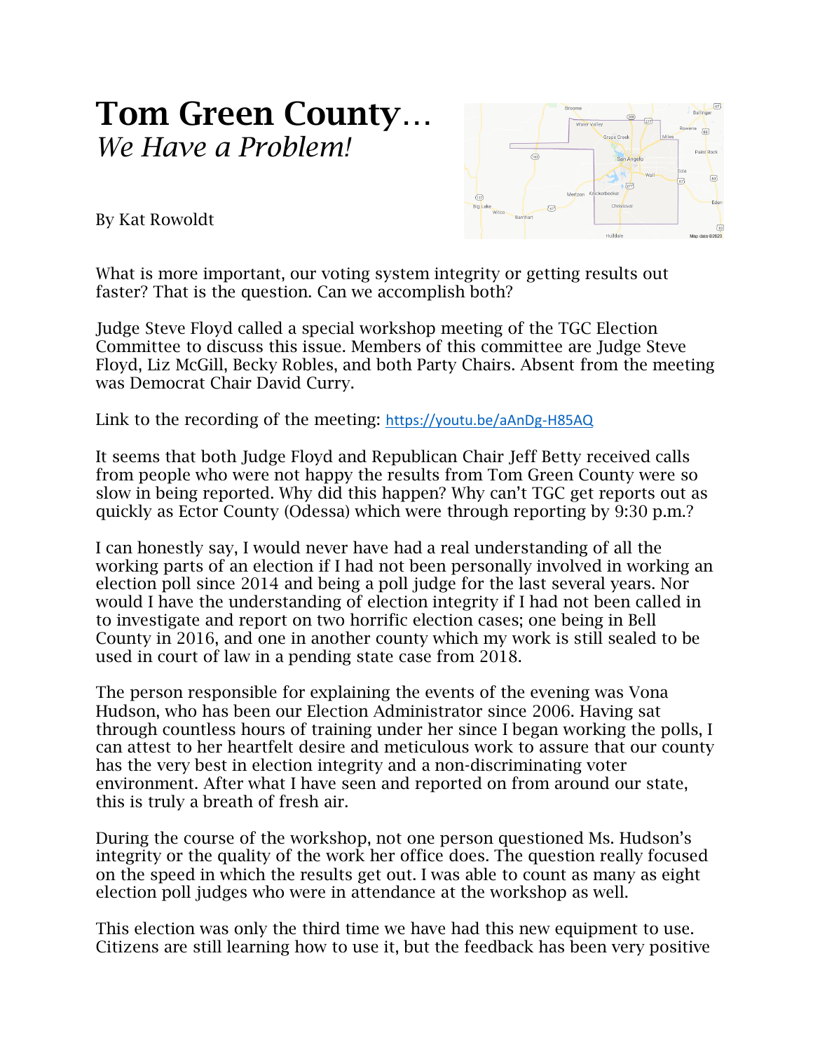# Tom Green County…
*We Have a Problem!*

By Kat Rowoldt

What is more important, our voting system integrity or getting results out faster? That is the question. Can we accomplish both?

Judge Steve Floyd called a special workshop meeting of the TGC Election Committee to discuss this issue. Members of this committee are Judge Steve Floyd, Liz McGill, Becky Robles, and both Party Chairs. Absent from the meeting was Democrat Chair David Curry.

Link to the recording of the meeting: https://youtu.be/aAnDg-H85AQ

It seems that both Judge Floyd and Republican Chair Jeff Betty received calls from people who were not happy the results from Tom Green County were so slow in being reported. Why did this happen? Why can't TGC get reports out as quickly as Ector County (Odessa) which were through reporting by 9:30 p.m.?

I can honestly say, I would never have had a real understanding of all the working parts of an election if I had not been personally involved in working an election poll since 2014 and being a poll judge for the last several years. Nor would I have the understanding of election integrity if I had not been called in to investigate and report on two horrific election cases; one being in Bell County in 2016, and one in another county which my work is still sealed to be used in court of law in a pending state case from 2018.

The person responsible for explaining the events of the evening was Vona Hudson, who has been our Election Administrator since 2006. Having sat through countless hours of training under her since I began working the polls, I can attest to her heartfelt desire and meticulous work to assure that our county has the very best in election integrity and a non-discriminating voter environment. After what I have seen and reported on from around our state, this is truly a breath of fresh air.

During the course of the workshop, not one person questioned Ms. Hudson's integrity or the quality of the work her office does. The question really focused on the speed in which the results get out. I was able to count as many as eight election poll judges who were in attendance at the workshop as well.

This election was only the third time we have had this new equipment to use. Citizens are still learning how to use it, but the feedback has been very positive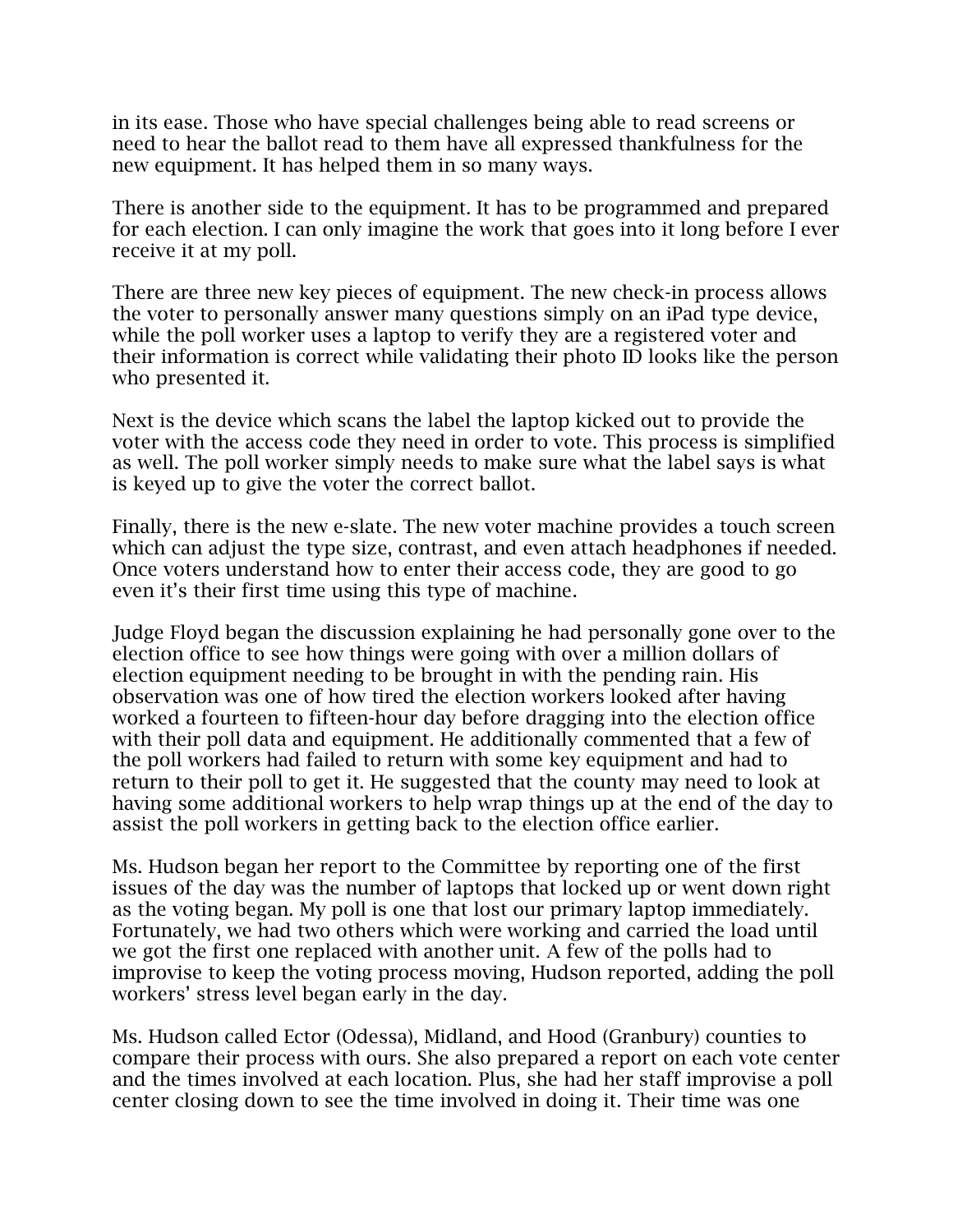in its ease. Those who have special challenges being able to read screens or need to hear the ballot read to them have all expressed thankfulness for the new equipment. It has helped them in so many ways.

There is another side to the equipment. It has to be programmed and prepared for each election. I can only imagine the work that goes into it long before I ever receive it at my poll.

There are three new key pieces of equipment. The new check-in process allows the voter to personally answer many questions simply on an iPad type device, while the poll worker uses a laptop to verify they are a registered voter and their information is correct while validating their photo ID looks like the person who presented it.

Next is the device which scans the label the laptop kicked out to provide the voter with the access code they need in order to vote. This process is simplified as well. The poll worker simply needs to make sure what the label says is what is keyed up to give the voter the correct ballot.

Finally, there is the new e-slate. The new voter machine provides a touch screen which can adjust the type size, contrast, and even attach headphones if needed. Once voters understand how to enter their access code, they are good to go even it's their first time using this type of machine.

Judge Floyd began the discussion explaining he had personally gone over to the election office to see how things were going with over a million dollars of election equipment needing to be brought in with the pending rain. His observation was one of how tired the election workers looked after having worked a fourteen to fifteen-hour day before dragging into the election office with their poll data and equipment. He additionally commented that a few of the poll workers had failed to return with some key equipment and had to return to their poll to get it. He suggested that the county may need to look at having some additional workers to help wrap things up at the end of the day to assist the poll workers in getting back to the election office earlier.

Ms. Hudson began her report to the Committee by reporting one of the first issues of the day was the number of laptops that locked up or went down right as the voting began. My poll is one that lost our primary laptop immediately. Fortunately, we had two others which were working and carried the load until we got the first one replaced with another unit. A few of the polls had to improvise to keep the voting process moving, Hudson reported, adding the poll workers' stress level began early in the day.

Ms. Hudson called Ector (Odessa), Midland, and Hood (Granbury) counties to compare their process with ours. She also prepared a report on each vote center and the times involved at each location. Plus, she had her staff improvise a poll center closing down to see the time involved in doing it. Their time was one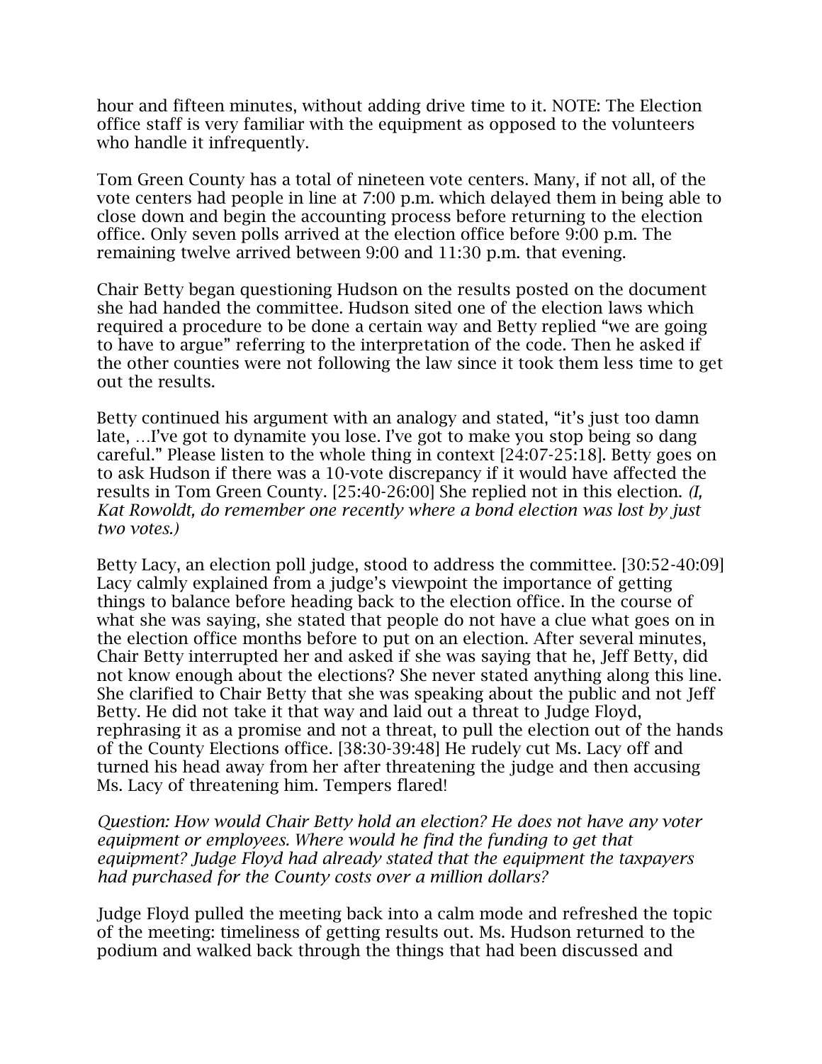hour and fifteen minutes, without adding drive time to it. NOTE: The Election office staff is very familiar with the equipment as opposed to the volunteers who handle it infrequently.

Tom Green County has a total of nineteen vote centers. Many, if not all, of the vote centers had people in line at 7:00 p.m. which delayed them in being able to close down and begin the accounting process before returning to the election office. Only seven polls arrived at the election office before 9:00 p.m. The remaining twelve arrived between 9:00 and 11:30 p.m. that evening.

Chair Betty began questioning Hudson on the results posted on the document she had handed the committee. Hudson sited one of the election laws which required a procedure to be done a certain way and Betty replied "we are going to have to argue" referring to the interpretation of the code. Then he asked if the other counties were not following the law since it took them less time to get out the results.

Betty continued his argument with an analogy and stated, "it's just too damn late, …I've got to dynamite you lose. I've got to make you stop being so dang careful." Please listen to the whole thing in context [24:07-25:18]. Betty goes on to ask Hudson if there was a 10-vote discrepancy if it would have affected the results in Tom Green County. [25:40-26:00] She replied not in this election. *(I, Kat Rowoldt, do remember one recently where a bond election was lost by just two votes.)*

Betty Lacy, an election poll judge, stood to address the committee. [30:52-40:09] Lacy calmly explained from a judge's viewpoint the importance of getting things to balance before heading back to the election office. In the course of what she was saying, she stated that people do not have a clue what goes on in the election office months before to put on an election. After several minutes, Chair Betty interrupted her and asked if she was saying that he, Jeff Betty, did not know enough about the elections? She never stated anything along this line. She clarified to Chair Betty that she was speaking about the public and not Jeff Betty. He did not take it that way and laid out a threat to Judge Floyd, rephrasing it as a promise and not a threat, to pull the election out of the hands of the County Elections office. [38:30-39:48] He rudely cut Ms. Lacy off and turned his head away from her after threatening the judge and then accusing Ms. Lacy of threatening him. Tempers flared!

*Question: How would Chair Betty hold an election? He does not have any voter equipment or employees. Where would he find the funding to get that equipment? Judge Floyd had already stated that the equipment the taxpayers had purchased for the County costs over a million dollars?*

Judge Floyd pulled the meeting back into a calm mode and refreshed the topic of the meeting: timeliness of getting results out. Ms. Hudson returned to the podium and walked back through the things that had been discussed and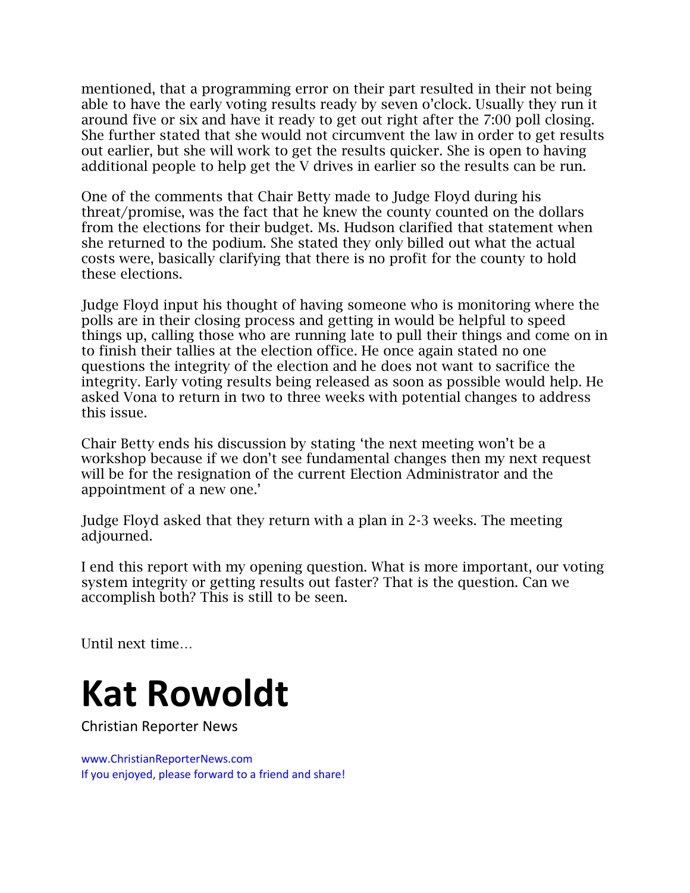mentioned, that a programming error on their part resulted in their not being able to have the early voting results ready by seven o'clock. Usually they run it around five or six and have it ready to get out right after the 7:00 poll closing. She further stated that she would not circumvent the law in order to get results out earlier, but she will work to get the results quicker. She is open to having additional people to help get the V drives in earlier so the results can be run.

One of the comments that Chair Betty made to Judge Floyd during his threat/promise, was the fact that he knew the county counted on the dollars from the elections for their budget. Ms. Hudson clarified that statement when she returned to the podium. She stated they only billed out what the actual costs were, basically clarifying that there is no profit for the county to hold these elections.

Judge Floyd input his thought of having someone who is monitoring where the polls are in their closing process and getting in would be helpful to speed things up, calling those who are running late to pull their things and come on in to finish their tallies at the election office. He once again stated no one questions the integrity of the election and he does not want to sacrifice the integrity. Early voting results being released as soon as possible would help. He asked Vona to return in two to three weeks with potential changes to address this issue.

Chair Betty ends his discussion by stating 'the next meeting won't be a workshop because if we don't see fundamental changes then my next request will be for the resignation of the current Election Administrator and the appointment of a new one.'

Judge Floyd asked that they return with a plan in 2-3 weeks. The meeting adjourned.

I end this report with my opening question. What is more important, our voting system integrity or getting results out faster? That is the question. Can we accomplish both? This is still to be seen.

Until next time…

# Kat Rowoldt

Christian Reporter News

www.ChristianReporterNews.com
If you enjoyed, please forward to a friend and share!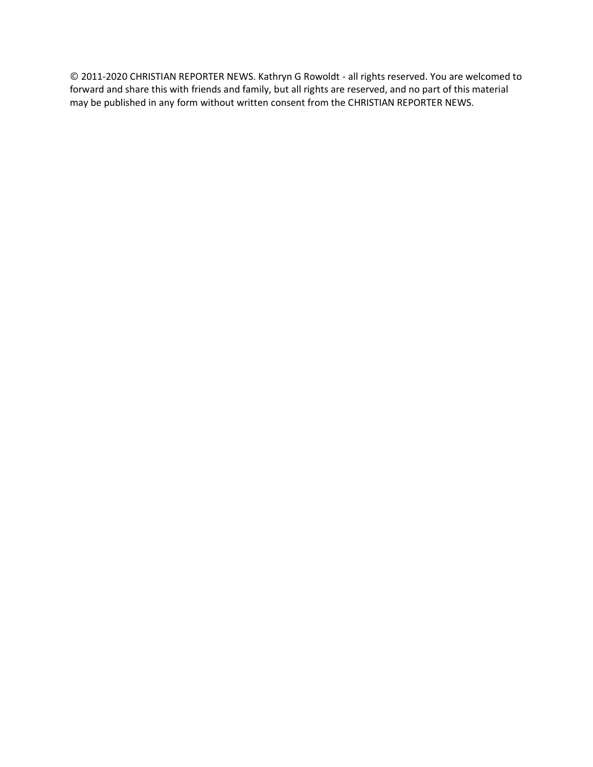© 2011-2020 CHRISTIAN REPORTER NEWS. Kathryn G Rowoldt - all rights reserved. You are welcomed to forward and share this with friends and family, but all rights are reserved, and no part of this material may be published in any form without written consent from the CHRISTIAN REPORTER NEWS.